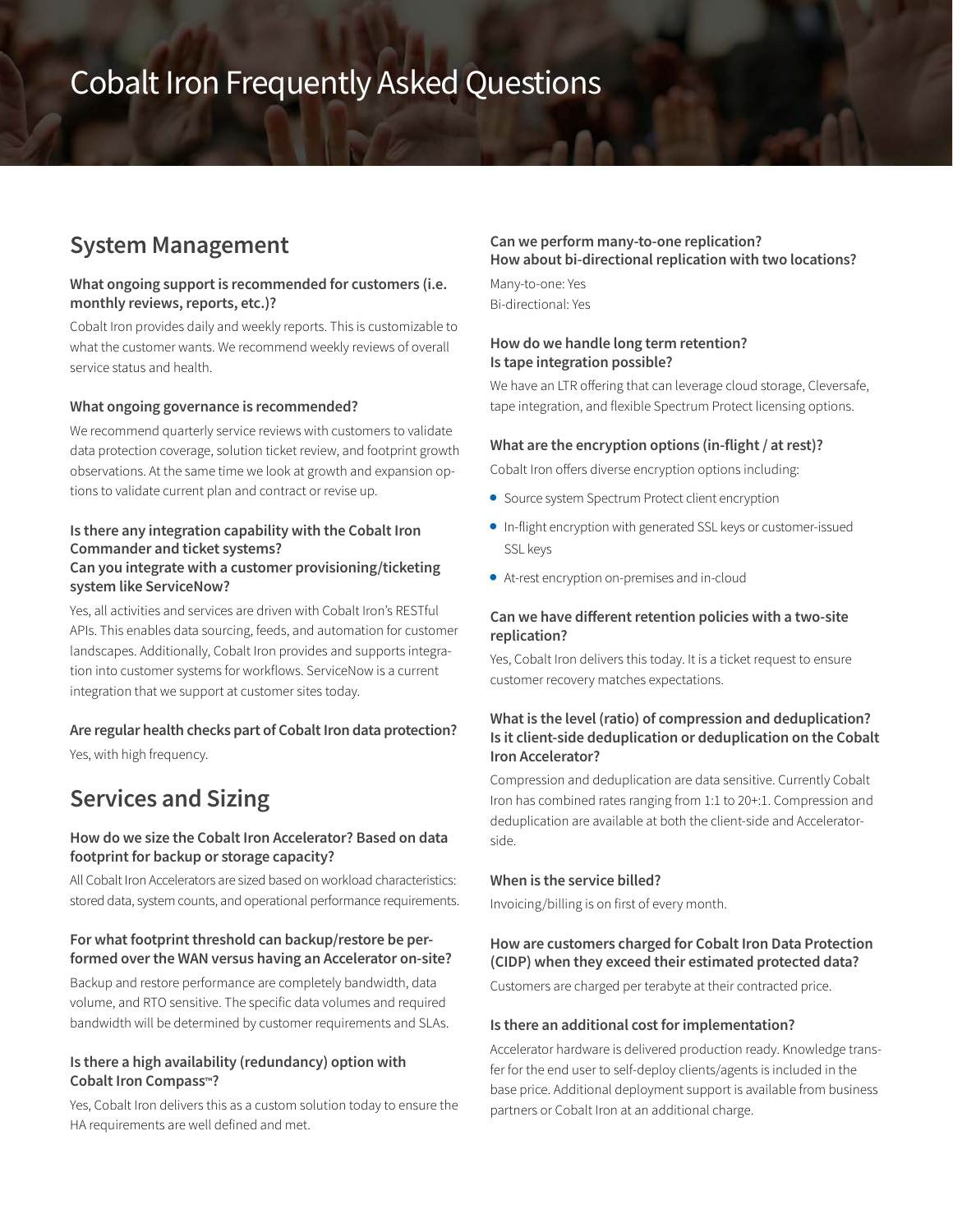# Cobalt Iron Frequently Asked Questions

## System Management

### What ongoing support is recommended for customers (i.e. monthly reviews, reports, etc.)?

Cobalt Iron provides daily and weekly reports. This is customizable to what the customer wants. We recommend weekly reviews of overall service status and health.

### What ongoing governance is recommended?

We recommend quarterly service reviews with customers to validate data protection coverage, solution ticket review, and footprint growth observations. At the same time we look at growth and expansion options to validate current plan and contract or revise up.

### Is there any integration capability with the Cobalt Iron Commander and ticket systems? Can you integrate with a customer provisioning/ticketing system like ServiceNow?

Yes, all activities and services are driven with Cobalt Iron's RESTful APIs. This enables data sourcing, feeds, and automation for customer landscapes. Additionally, Cobalt Iron provides and supports integration into customer systems for workflows. ServiceNow is a current integration that we support at customer sites today.

### Are regular health checks part of Cobalt Iron data protection?

Yes, with high frequency.

## Services and Sizing

### How do we size the Cobalt Iron Accelerator? Based on data footprint for backup or storage capacity?

All Cobalt Iron Accelerators are sized based on workload characteristics: stored data, system counts, and operational performance requirements.

### For what footprint threshold can backup/restore be performed over the WAN versus having an Accelerator on-site?

Backup and restore performance are completely bandwidth, data volume, and RTO sensitive. The specific data volumes and required bandwidth will be determined by customer requirements and SLAs.

### Is there a high availability (redundancy) option with Cobalt Iron Compass™?

Yes, Cobalt Iron delivers this as a custom solution today to ensure the HA requirements are well defined and met.

### Can we perform many-to-one replication? How about bi-directional replication with two locations?

Many-to-one: Yes
Bi-directional: Yes

### How do we handle long term retention? Is tape integration possible?

We have an LTR offering that can leverage cloud storage, Cleversafe, tape integration, and flexible Spectrum Protect licensing options.

### What are the encryption options (in-flight / at rest)?

Cobalt Iron offers diverse encryption options including:

- Source system Spectrum Protect client encryption
- In-flight encryption with generated SSL keys or customer-issued SSL keys
- At-rest encryption on-premises and in-cloud

### Can we have different retention policies with a two-site replication?

Yes, Cobalt Iron delivers this today. It is a ticket request to ensure customer recovery matches expectations.

### What is the level (ratio) of compression and deduplication? Is it client-side deduplication or deduplication on the Cobalt Iron Accelerator?

Compression and deduplication are data sensitive. Currently Cobalt Iron has combined rates ranging from 1:1 to 20+:1. Compression and deduplication are available at both the client-side and Accelerator-side.

### When is the service billed?

Invoicing/billing is on first of every month.

### How are customers charged for Cobalt Iron Data Protection (CIDP) when they exceed their estimated protected data?

Customers are charged per terabyte at their contracted price.

### Is there an additional cost for implementation?

Accelerator hardware is delivered production ready. Knowledge transfer for the end user to self-deploy clients/agents is included in the base price. Additional deployment support is available from business partners or Cobalt Iron at an additional charge.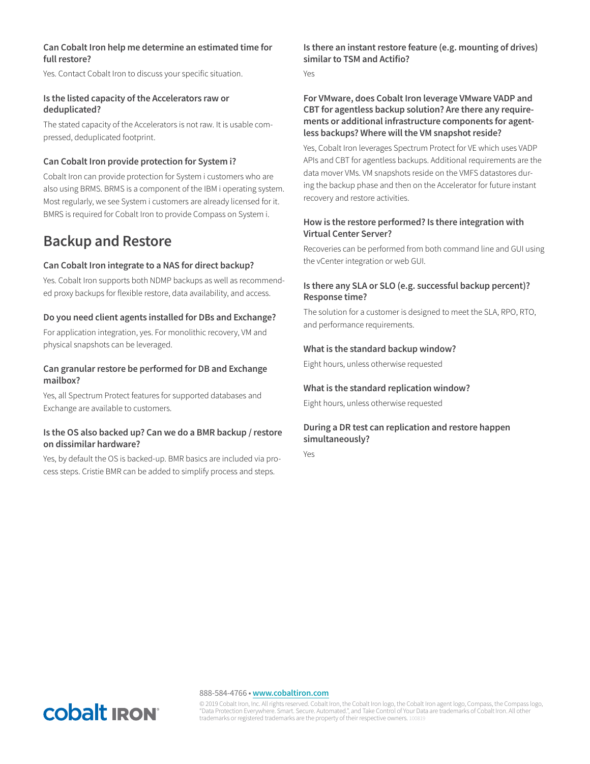### Can Cobalt Iron help me determine an estimated time for full restore?

Yes. Contact Cobalt Iron to discuss your specific situation.

### Is the listed capacity of the Accelerators raw or deduplicated?

The stated capacity of the Accelerators is not raw. It is usable compressed, deduplicated footprint.

### Can Cobalt Iron provide protection for System i?

Cobalt Iron can provide protection for System i customers who are also using BRMS. BRMS is a component of the IBM i operating system. Most regularly, we see System i customers are already licensed for it. BMRS is required for Cobalt Iron to provide Compass on System i.

## Backup and Restore

### Can Cobalt Iron integrate to a NAS for direct backup?

Yes. Cobalt Iron supports both NDMP backups as well as recommended proxy backups for flexible restore, data availability, and access.

### Do you need client agents installed for DBs and Exchange?

For application integration, yes. For monolithic recovery, VM and physical snapshots can be leveraged.

### Can granular restore be performed for DB and Exchange mailbox?

Yes, all Spectrum Protect features for supported databases and Exchange are available to customers.

### Is the OS also backed up? Can we do a BMR backup / restore on dissimilar hardware?

Yes, by default the OS is backed-up. BMR basics are included via process steps. Cristie BMR can be added to simplify process and steps.

### Is there an instant restore feature (e.g. mounting of drives) similar to TSM and Actifio?

Yes

### For VMware, does Cobalt Iron leverage VMware VADP and CBT for agentless backup solution? Are there any requirements or additional infrastructure components for agentless backups? Where will the VM snapshot reside?

Yes, Cobalt Iron leverages Spectrum Protect for VE which uses VADP APIs and CBT for agentless backups. Additional requirements are the data mover VMs. VM snapshots reside on the VMFS datastores during the backup phase and then on the Accelerator for future instant recovery and restore activities.

### How is the restore performed? Is there integration with Virtual Center Server?

Recoveries can be performed from both command line and GUI using the vCenter integration or web GUI.

### Is there any SLA or SLO (e.g. successful backup percent)? Response time?

The solution for a customer is designed to meet the SLA, RPO, RTO, and performance requirements.

### What is the standard backup window?

Eight hours, unless otherwise requested

### What is the standard replication window?

Eight hours, unless otherwise requested

### During a DR test can replication and restore happen simultaneously?

Yes

cobalt IRON®

888-584-4766 • www.cobaltiron.com

© 2019 Cobalt Iron, Inc. All rights reserved. Cobalt Iron, the Cobalt Iron logo, the Cobalt Iron agent logo, Compass, the Compass logo, "Data Protection Everywhere. Smart. Secure. Automated.", and Take Control of Your Data are trademarks of Cobalt Iron. All other trademarks or registered trademarks are the property of their respective owners. 100819